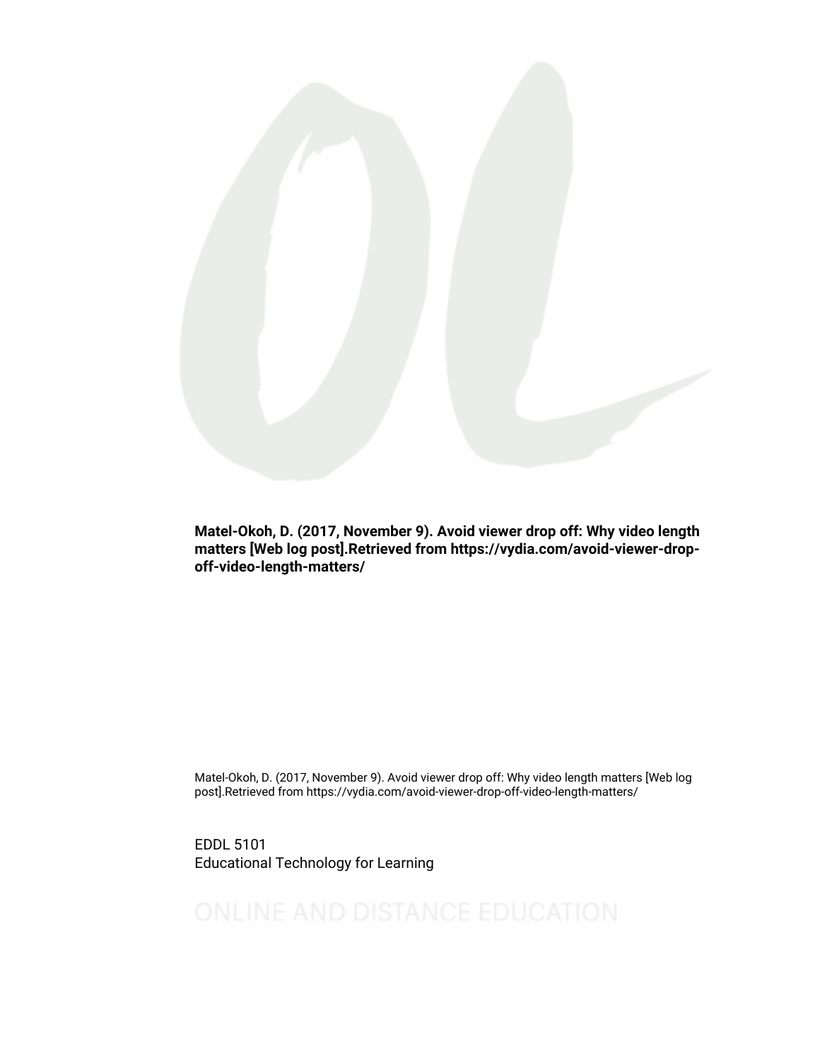**Matel-Okoh, D. (2017, November 9). Avoid viewer drop off: Why video length matters [Web log post].Retrieved from https://vydia.com/avoid-viewer-drop-off-video-length-matters/**

Matel-Okoh, D. (2017, November 9). Avoid viewer drop off: Why video length matters [Web log post].Retrieved from https://vydia.com/avoid-viewer-drop-off-video-length-matters/

EDDL 5101
Educational Technology for Learning

ONLINE AND DISTANCE EDUCATION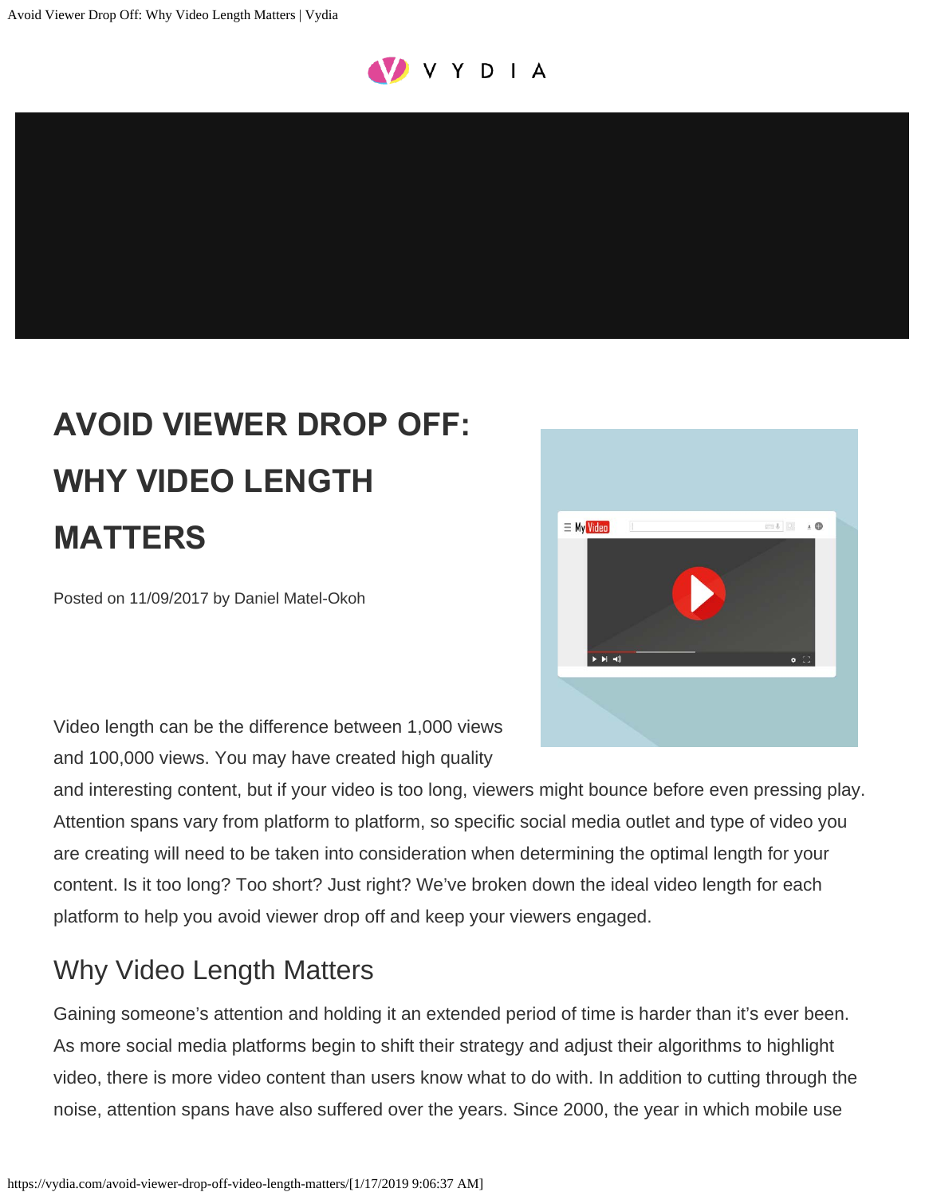# AVOID VIEWER DROP OFF: WHY VIDEO LENGTH MATTERS

Posted on 11/09/2017 by Daniel Matel-Okoh

Video length can be the difference between 1,000 views and 100,000 views. You may have created high quality and interesting content, but if your video is too long, viewers might bounce before even pressing play. Attention spans vary from platform to platform, so specific social media outlet and type of video you are creating will need to be taken into consideration when determining the optimal length for your content. Is it too long? Too short? Just right? We've broken down the ideal video length for each platform to help you avoid viewer drop off and keep your viewers engaged.

## Why Video Length Matters

Gaining someone's attention and holding it an extended period of time is harder than it's ever been. As more social media platforms begin to shift their strategy and adjust their algorithms to highlight video, there is more video content than users know what to do with. In addition to cutting through the noise, attention spans have also suffered over the years. Since 2000, the year in which mobile use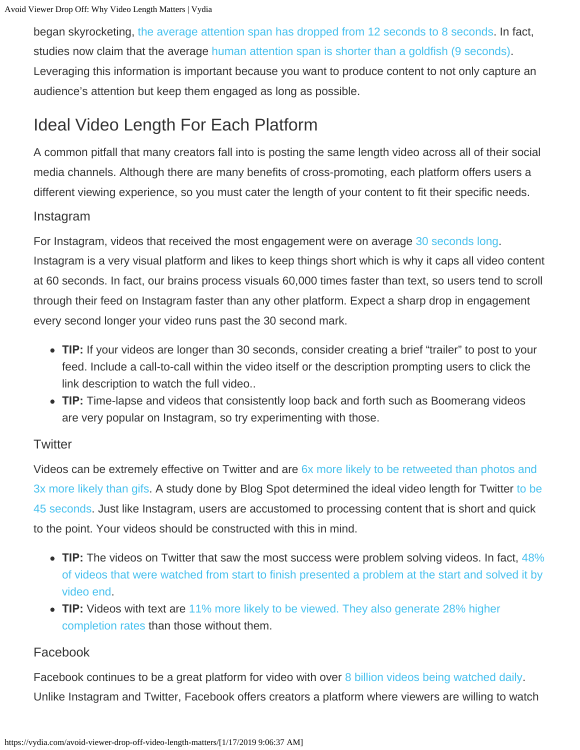began skyrocketing, the average attention span has dropped from 12 seconds to 8 seconds. In fact, studies now claim that the average human attention span is shorter than a goldfish (9 seconds). Leveraging this information is important because you want to produce content to not only capture an audience's attention but keep them engaged as long as possible.

## Ideal Video Length For Each Platform

A common pitfall that many creators fall into is posting the same length video across all of their social media channels. Although there are many benefits of cross-promoting, each platform offers users a different viewing experience, so you must cater the length of your content to fit their specific needs.

### Instagram

For Instagram, videos that received the most engagement were on average 30 seconds long. Instagram is a very visual platform and likes to keep things short which is why it caps all video content at 60 seconds. In fact, our brains process visuals 60,000 times faster than text, so users tend to scroll through their feed on Instagram faster than any other platform. Expect a sharp drop in engagement every second longer your video runs past the 30 second mark.

- **TIP:** If your videos are longer than 30 seconds, consider creating a brief "trailer" to post to your feed. Include a call-to-call within the video itself or the description prompting users to click the link description to watch the full video..
- **TIP:** Time-lapse and videos that consistently loop back and forth such as Boomerang videos are very popular on Instagram, so try experimenting with those.

### Twitter

Videos can be extremely effective on Twitter and are 6x more likely to be retweeted than photos and 3x more likely than gifs. A study done by Blog Spot determined the ideal video length for Twitter to be 45 seconds. Just like Instagram, users are accustomed to processing content that is short and quick to the point. Your videos should be constructed with this in mind.

- **TIP:** The videos on Twitter that saw the most success were problem solving videos. In fact, 48% of videos that were watched from start to finish presented a problem at the start and solved it by video end.
- **TIP:** Videos with text are 11% more likely to be viewed. They also generate 28% higher completion rates than those without them.

### Facebook

Facebook continues to be a great platform for video with over 8 billion videos being watched daily. Unlike Instagram and Twitter, Facebook offers creators a platform where viewers are willing to watch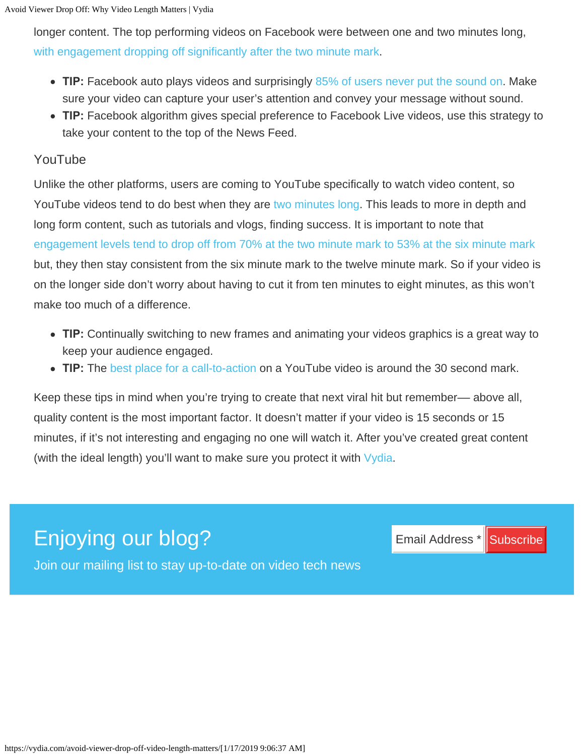longer content. The top performing videos on Facebook were between one and two minutes long, with engagement dropping off significantly after the two minute mark.

- **TIP:** Facebook auto plays videos and surprisingly 85% of users never put the sound on. Make sure your video can capture your user's attention and convey your message without sound.
- **TIP:** Facebook algorithm gives special preference to Facebook Live videos, use this strategy to take your content to the top of the News Feed.

### YouTube

Unlike the other platforms, users are coming to YouTube specifically to watch video content, so YouTube videos tend to do best when they are two minutes long. This leads to more in depth and long form content, such as tutorials and vlogs, finding success. It is important to note that engagement levels tend to drop off from 70% at the two minute mark to 53% at the six minute mark but, they then stay consistent from the six minute mark to the twelve minute mark. So if your video is on the longer side don't worry about having to cut it from ten minutes to eight minutes, as this won't make too much of a difference.

- **TIP:** Continually switching to new frames and animating your videos graphics is a great way to keep your audience engaged.
- **TIP:** The best place for a call-to-action on a YouTube video is around the 30 second mark.

Keep these tips in mind when you're trying to create that next viral hit but remember— above all, quality content is the most important factor. It doesn't matter if your video is 15 seconds or 15 minutes, if it's not interesting and engaging no one will watch it. After you've created great content (with the ideal length) you'll want to make sure you protect it with Vydia.

## Enjoying our blog?

Join our mailing list to stay up-to-date on video tech news

Email Address * Subscribe